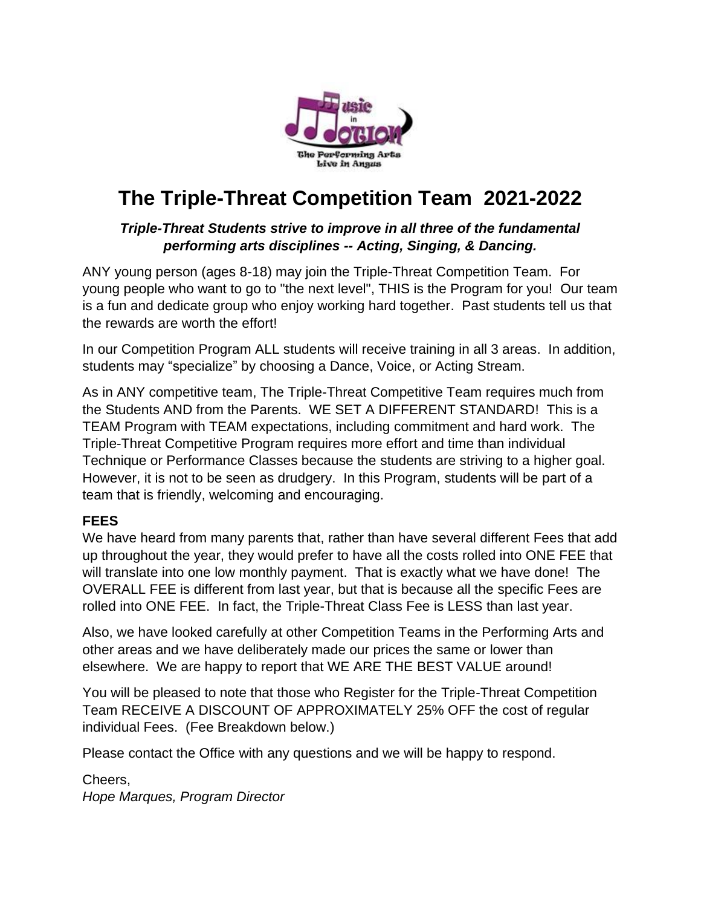# The Triple-Threat Competition Team 2021-2022

***Triple-Threat Students strive to improve in all three of the fundamental performing arts disciplines -- Acting, Singing, & Dancing.***

ANY young person (ages 8-18) may join the Triple-Threat Competition Team. For young people who want to go to "the next level", THIS is the Program for you! Our team is a fun and dedicate group who enjoy working hard together. Past students tell us that the rewards are worth the effort!

In our Competition Program ALL students will receive training in all 3 areas. In addition, students may "specialize" by choosing a Dance, Voice, or Acting Stream.

As in ANY competitive team, The Triple-Threat Competitive Team requires much from the Students AND from the Parents. WE SET A DIFFERENT STANDARD! This is a TEAM Program with TEAM expectations, including commitment and hard work. The Triple-Threat Competitive Program requires more effort and time than individual Technique or Performance Classes because the students are striving to a higher goal. However, it is not to be seen as drudgery. In this Program, students will be part of a team that is friendly, welcoming and encouraging.

**FEES**

We have heard from many parents that, rather than have several different Fees that add up throughout the year, they would prefer to have all the costs rolled into ONE FEE that will translate into one low monthly payment. That is exactly what we have done! The OVERALL FEE is different from last year, but that is because all the specific Fees are rolled into ONE FEE. In fact, the Triple-Threat Class Fee is LESS than last year.

Also, we have looked carefully at other Competition Teams in the Performing Arts and other areas and we have deliberately made our prices the same or lower than elsewhere. We are happy to report that WE ARE THE BEST VALUE around!

You will be pleased to note that those who Register for the Triple-Threat Competition Team RECEIVE A DISCOUNT OF APPROXIMATELY 25% OFF the cost of regular individual Fees. (Fee Breakdown below.)

Please contact the Office with any questions and we will be happy to respond.

Cheers,
*Hope Marques, Program Director*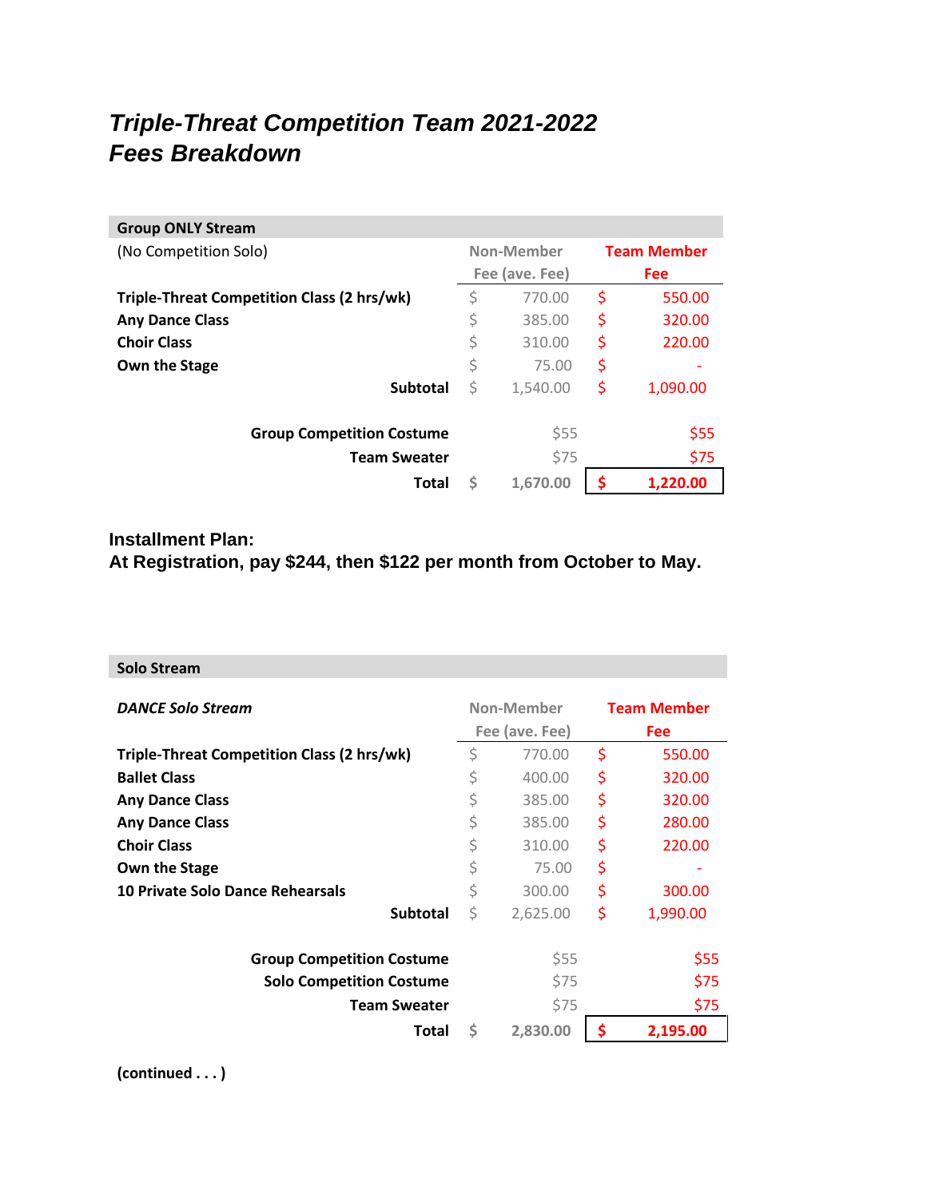# *Triple-Threat Competition Team 2021-2022*
# *Fees Breakdown*

| Group ONLY Stream | | |
|---|---|---|
| (No Competition Solo) | Non-Member Fee (ave. Fee) | Team Member Fee |
| **Triple-Threat Competition Class (2 hrs/wk)** | $ 770.00 | $ 550.00 |
| **Any Dance Class** | $ 385.00 | $ 320.00 |
| **Choir Class** | $ 310.00 | $ 220.00 |
| **Own the Stage** | $ 75.00 | $ - |
| **Subtotal** | $ 1,540.00 | $ 1,090.00 |
| **Group Competition Costume** | $55 | $55 |
| **Team Sweater** | $75 | $75 |
| **Total** | **$ 1,670.00** | **$ 1,220.00** |

**Installment Plan:**
**At Registration, pay $244, then $122 per month from October to May.**

| Solo Stream | | |
|---|---|---|
| ***DANCE Solo Stream*** | Non-Member Fee (ave. Fee) | Team Member Fee |
| **Triple-Threat Competition Class (2 hrs/wk)** | $ 770.00 | $ 550.00 |
| **Ballet Class** | $ 400.00 | $ 320.00 |
| **Any Dance Class** | $ 385.00 | $ 320.00 |
| **Any Dance Class** | $ 385.00 | $ 280.00 |
| **Choir Class** | $ 310.00 | $ 220.00 |
| **Own the Stage** | $ 75.00 | $ - |
| **10 Private Solo Dance Rehearsals** | $ 300.00 | $ 300.00 |
| **Subtotal** | $ 2,625.00 | $ 1,990.00 |
| **Group Competition Costume** | $55 | $55 |
| **Solo Competition Costume** | $75 | $75 |
| **Team Sweater** | $75 | $75 |
| **Total** | **$ 2,830.00** | **$ 2,195.00** |

**(continued . . . )**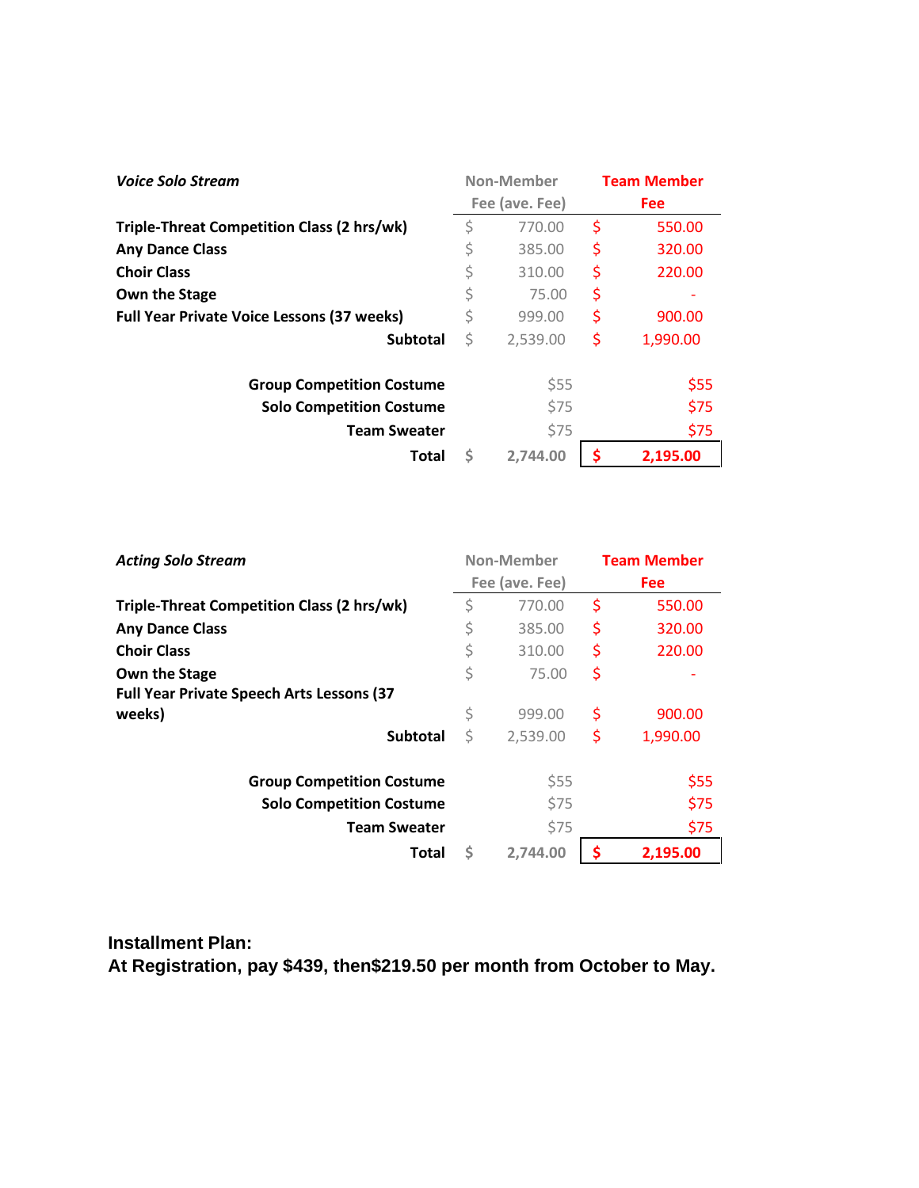| *Voice Solo Stream* | Non-Member Fee (ave. Fee) | Team Member Fee |
|---|---|---|
| **Triple-Threat Competition Class (2 hrs/wk)** | $ 770.00 | $ 550.00 |
| **Any Dance Class** | $ 385.00 | $ 320.00 |
| **Choir Class** | $ 310.00 | $ 220.00 |
| **Own the Stage** | $ 75.00 | $ - |
| **Full Year Private Voice Lessons (37 weeks)** | $ 999.00 | $ 900.00 |
| **Subtotal** | $ 2,539.00 | $ 1,990.00 |
| | | |
| **Group Competition Costume** | $55 | $55 |
| **Solo Competition Costume** | $75 | $75 |
| **Team Sweater** | $75 | $75 |
| **Total** | **$ 2,744.00** | **$ 2,195.00** |

| *Acting Solo Stream* | Non-Member Fee (ave. Fee) | Team Member Fee |
|---|---|---|
| **Triple-Threat Competition Class (2 hrs/wk)** | $ 770.00 | $ 550.00 |
| **Any Dance Class** | $ 385.00 | $ 320.00 |
| **Choir Class** | $ 310.00 | $ 220.00 |
| **Own the Stage** | $ 75.00 | $ - |
| **Full Year Private Speech Arts Lessons (37 weeks)** | $ 999.00 | $ 900.00 |
| **Subtotal** | $ 2,539.00 | $ 1,990.00 |
| | | |
| **Group Competition Costume** | $55 | $55 |
| **Solo Competition Costume** | $75 | $75 |
| **Team Sweater** | $75 | $75 |
| **Total** | **$ 2,744.00** | **$ 2,195.00** |

**Installment Plan:**
**At Registration, pay $439, then$219.50 per month from October to May.**